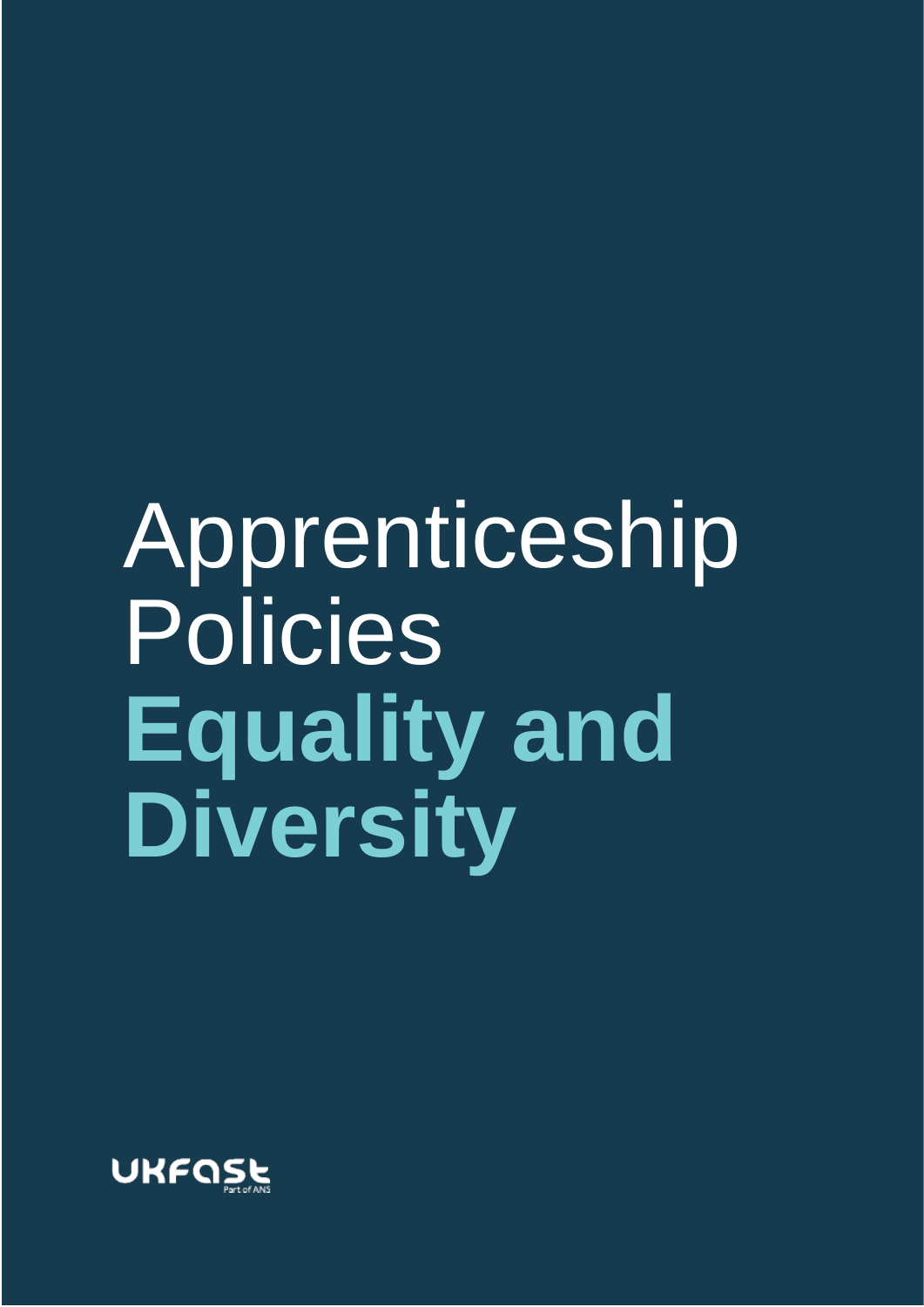# Apprenticeship Policies

# **Equality and Diversity**

UKFast
Part of ANS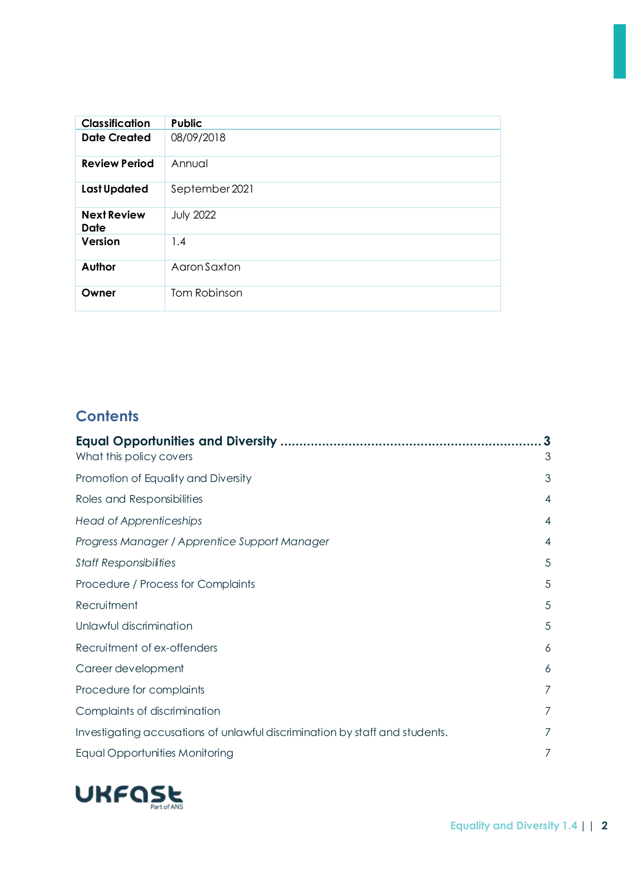| Classification | Public |
| --- | --- |
| Date Created | 08/09/2018 |
| Review Period | Annual |
| Last Updated | September 2021 |
| Next Review Date | July 2022 |
| Version | 1.4 |
| Author | Aaron Saxton |
| Owner | Tom Robinson |

## Contents

**Equal Opportunities and Diversity .................................................................... 3**

What this policy covers 3

Promotion of Equality and Diversity 3

Roles and Responsibilities 4

*Head of Apprenticeships* 4

*Progress Manager / Apprentice Support Manager* 4

*Staff Responsibilities* 5

Procedure / Process for Complaints 5

Recruitment 5

Unlawful discrimination 5

Recruitment of ex-offenders 6

Career development 6

Procedure for complaints 7

Complaints of discrimination 7

Investigating accusations of unlawful discrimination by staff and students. 7

Equal Opportunities Monitoring 7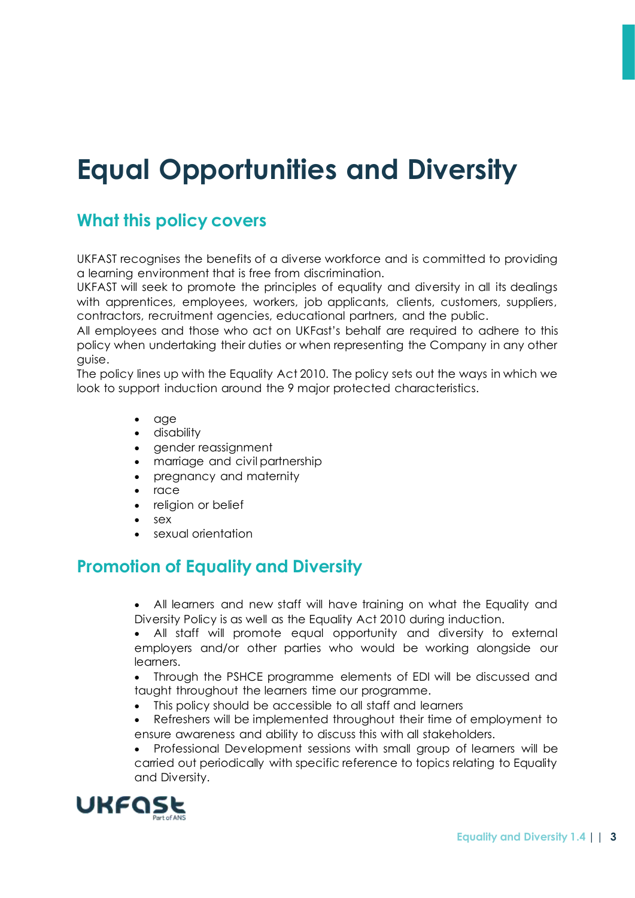# Equal Opportunities and Diversity

## What this policy covers

UKFAST recognises the benefits of a diverse workforce and is committed to providing a learning environment that is free from discrimination.
UKFAST will seek to promote the principles of equality and diversity in all its dealings with apprentices, employees, workers, job applicants, clients, customers, suppliers, contractors, recruitment agencies, educational partners, and the public.
All employees and those who act on UKFast's behalf are required to adhere to this policy when undertaking their duties or when representing the Company in any other guise.
The policy lines up with the Equality Act 2010. The policy sets out the ways in which we look to support induction around the 9 major protected characteristics.

- age
- disability
- gender reassignment
- marriage and civil partnership
- pregnancy and maternity
- race
- religion or belief
- sex
- sexual orientation

## Promotion of Equality and Diversity

- All learners and new staff will have training on what the Equality and Diversity Policy is as well as the Equality Act 2010 during induction.
- All staff will promote equal opportunity and diversity to external employers and/or other parties who would be working alongside our learners.
- Through the PSHCE programme elements of EDI will be discussed and taught throughout the learners time our programme.
- This policy should be accessible to all staff and learners
- Refreshers will be implemented throughout their time of employment to ensure awareness and ability to discuss this with all stakeholders.
- Professional Development sessions with small group of learners will be carried out periodically with specific reference to topics relating to Equality and Diversity.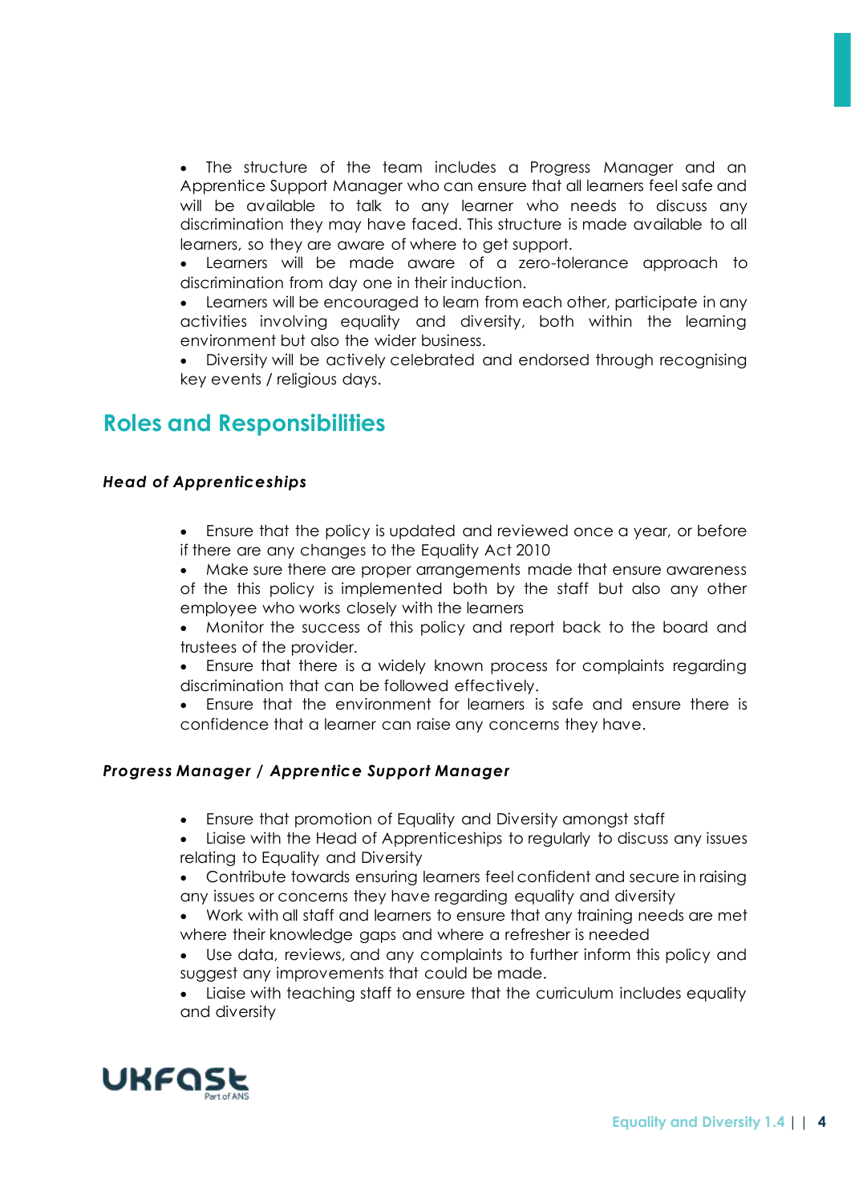- The structure of the team includes a Progress Manager and an Apprentice Support Manager who can ensure that all learners feel safe and will be available to talk to any learner who needs to discuss any discrimination they may have faced. This structure is made available to all learners, so they are aware of where to get support.
- Learners will be made aware of a zero-tolerance approach to discrimination from day one in their induction.
- Learners will be encouraged to learn from each other, participate in any activities involving equality and diversity, both within the learning environment but also the wider business.
- Diversity will be actively celebrated and endorsed through recognising key events / religious days.

## Roles and Responsibilities

***Head of Apprenticeships***

- Ensure that the policy is updated and reviewed once a year, or before if there are any changes to the Equality Act 2010
- Make sure there are proper arrangements made that ensure awareness of the this policy is implemented both by the staff but also any other employee who works closely with the learners
- Monitor the success of this policy and report back to the board and trustees of the provider.
- Ensure that there is a widely known process for complaints regarding discrimination that can be followed effectively.
- Ensure that the environment for learners is safe and ensure there is confidence that a learner can raise any concerns they have.

***Progress Manager / Apprentice Support Manager***

- Ensure that promotion of Equality and Diversity amongst staff
- Liaise with the Head of Apprenticeships to regularly to discuss any issues relating to Equality and Diversity
- Contribute towards ensuring learners feel confident and secure in raising any issues or concerns they have regarding equality and diversity
- Work with all staff and learners to ensure that any training needs are met where their knowledge gaps and where a refresher is needed
- Use data, reviews, and any complaints to further inform this policy and suggest any improvements that could be made.
- Liaise with teaching staff to ensure that the curriculum includes equality and diversity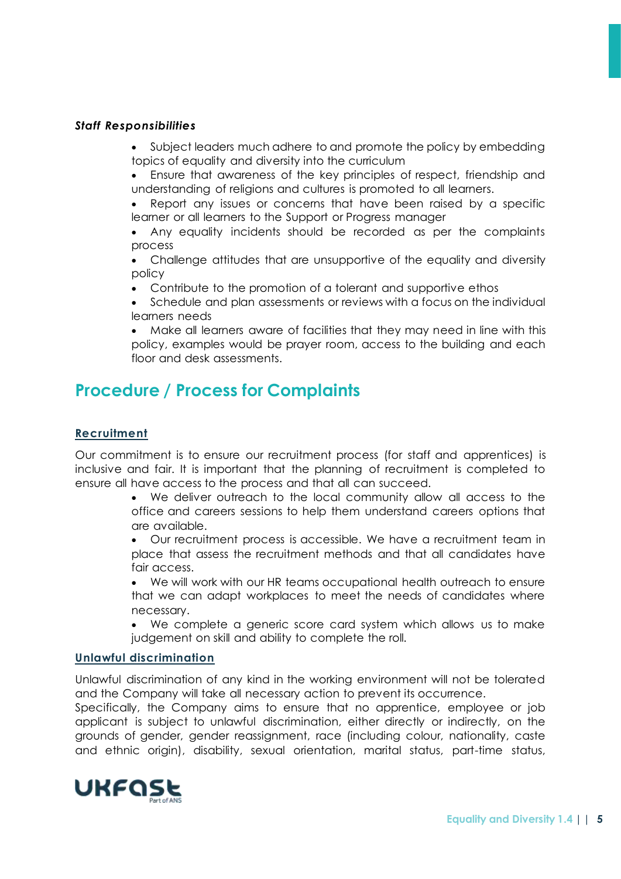***Staff Responsibilities***

- Subject leaders much adhere to and promote the policy by embedding topics of equality and diversity into the curriculum
- Ensure that awareness of the key principles of respect, friendship and understanding of religions and cultures is promoted to all learners.
- Report any issues or concerns that have been raised by a specific learner or all learners to the Support or Progress manager
- Any equality incidents should be recorded as per the complaints process
- Challenge attitudes that are unsupportive of the equality and diversity policy
- Contribute to the promotion of a tolerant and supportive ethos
- Schedule and plan assessments or reviews with a focus on the individual learners needs
- Make all learners aware of facilities that they may need in line with this policy, examples would be prayer room, access to the building and each floor and desk assessments.

## Procedure / Process for Complaints

### Recruitment

Our commitment is to ensure our recruitment process (for staff and apprentices) is inclusive and fair. It is important that the planning of recruitment is completed to ensure all have access to the process and that all can succeed.

- We deliver outreach to the local community allow all access to the office and careers sessions to help them understand careers options that are available.
- Our recruitment process is accessible. We have a recruitment team in place that assess the recruitment methods and that all candidates have fair access.
- We will work with our HR teams occupational health outreach to ensure that we can adapt workplaces to meet the needs of candidates where necessary.
- We complete a generic score card system which allows us to make judgement on skill and ability to complete the roll.

### Unlawful discrimination

Unlawful discrimination of any kind in the working environment will not be tolerated and the Company will take all necessary action to prevent its occurrence.
Specifically, the Company aims to ensure that no apprentice, employee or job applicant is subject to unlawful discrimination, either directly or indirectly, on the grounds of gender, gender reassignment, race (including colour, nationality, caste and ethnic origin), disability, sexual orientation, marital status, part-time status,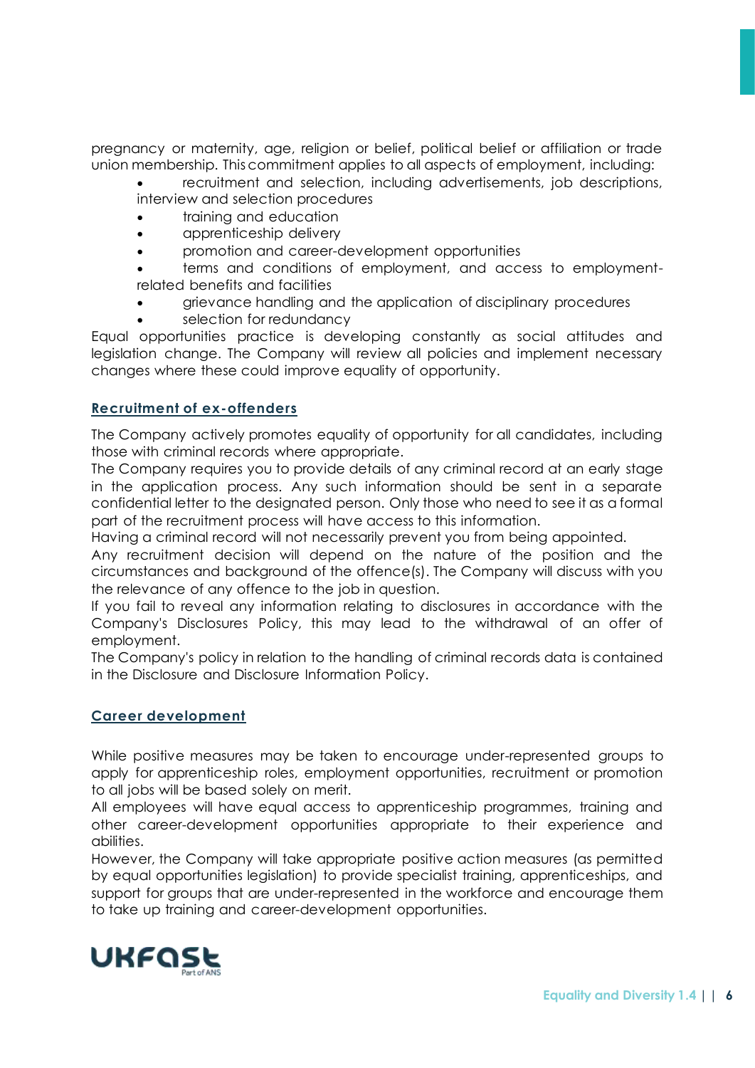pregnancy or maternity, age, religion or belief, political belief or affiliation or trade union membership. This commitment applies to all aspects of employment, including:

- recruitment and selection, including advertisements, job descriptions, interview and selection procedures
- training and education
- apprenticeship delivery
- promotion and career-development opportunities
- terms and conditions of employment, and access to employment-related benefits and facilities
- grievance handling and the application of disciplinary procedures
- selection for redundancy

Equal opportunities practice is developing constantly as social attitudes and legislation change. The Company will review all policies and implement necessary changes where these could improve equality of opportunity.

## Recruitment of ex-offenders

The Company actively promotes equality of opportunity for all candidates, including those with criminal records where appropriate.
The Company requires you to provide details of any criminal record at an early stage in the application process. Any such information should be sent in a separate confidential letter to the designated person. Only those who need to see it as a formal part of the recruitment process will have access to this information.
Having a criminal record will not necessarily prevent you from being appointed.
Any recruitment decision will depend on the nature of the position and the circumstances and background of the offence(s). The Company will discuss with you the relevance of any offence to the job in question.
If you fail to reveal any information relating to disclosures in accordance with the Company's Disclosures Policy, this may lead to the withdrawal of an offer of employment.
The Company's policy in relation to the handling of criminal records data is contained in the Disclosure and Disclosure Information Policy.

## Career development

While positive measures may be taken to encourage under-represented groups to apply for apprenticeship roles, employment opportunities, recruitment or promotion to all jobs will be based solely on merit.
All employees will have equal access to apprenticeship programmes, training and other career-development opportunities appropriate to their experience and abilities.
However, the Company will take appropriate positive action measures (as permitted by equal opportunities legislation) to provide specialist training, apprenticeships, and support for groups that are under-represented in the workforce and encourage them to take up training and career-development opportunities.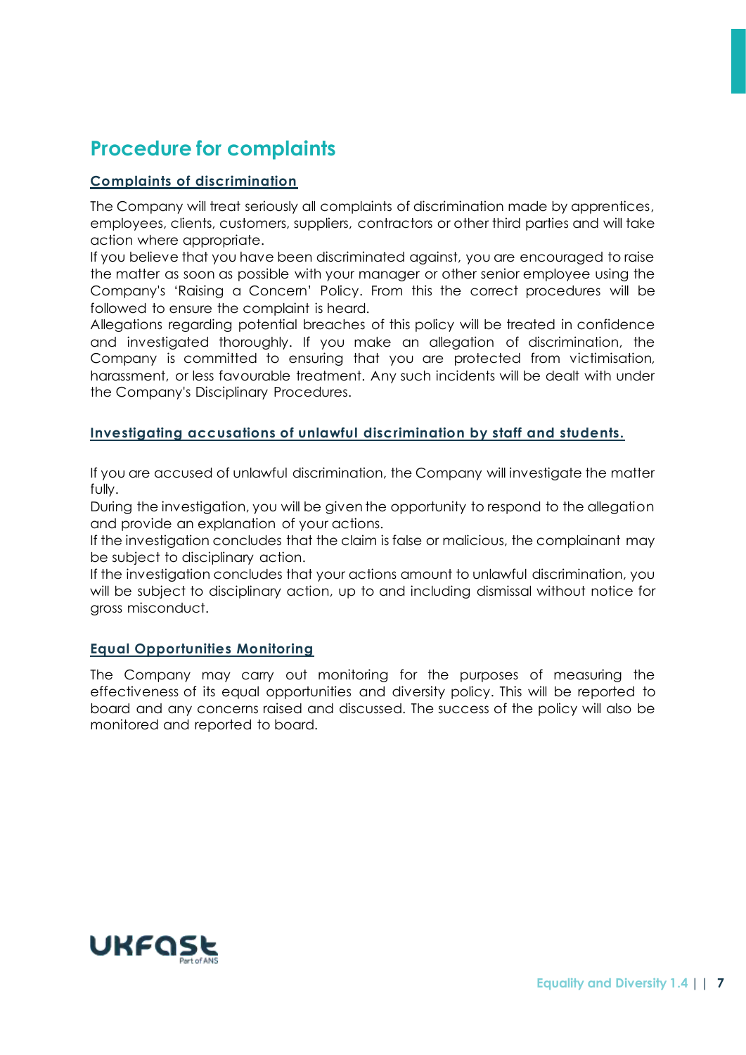## Procedure for complaints

### Complaints of discrimination

The Company will treat seriously all complaints of discrimination made by apprentices, employees, clients, customers, suppliers, contractors or other third parties and will take action where appropriate.

If you believe that you have been discriminated against, you are encouraged to raise the matter as soon as possible with your manager or other senior employee using the Company's 'Raising a Concern' Policy. From this the correct procedures will be followed to ensure the complaint is heard.

Allegations regarding potential breaches of this policy will be treated in confidence and investigated thoroughly. If you make an allegation of discrimination, the Company is committed to ensuring that you are protected from victimisation, harassment, or less favourable treatment. Any such incidents will be dealt with under the Company's Disciplinary Procedures.

### Investigating accusations of unlawful discrimination by staff and students.

If you are accused of unlawful discrimination, the Company will investigate the matter fully.

During the investigation, you will be given the opportunity to respond to the allegation and provide an explanation of your actions.

If the investigation concludes that the claim is false or malicious, the complainant may be subject to disciplinary action.

If the investigation concludes that your actions amount to unlawful discrimination, you will be subject to disciplinary action, up to and including dismissal without notice for gross misconduct.

### Equal Opportunities Monitoring

The Company may carry out monitoring for the purposes of measuring the effectiveness of its equal opportunities and diversity policy. This will be reported to board and any concerns raised and discussed. The success of the policy will also be monitored and reported to board.